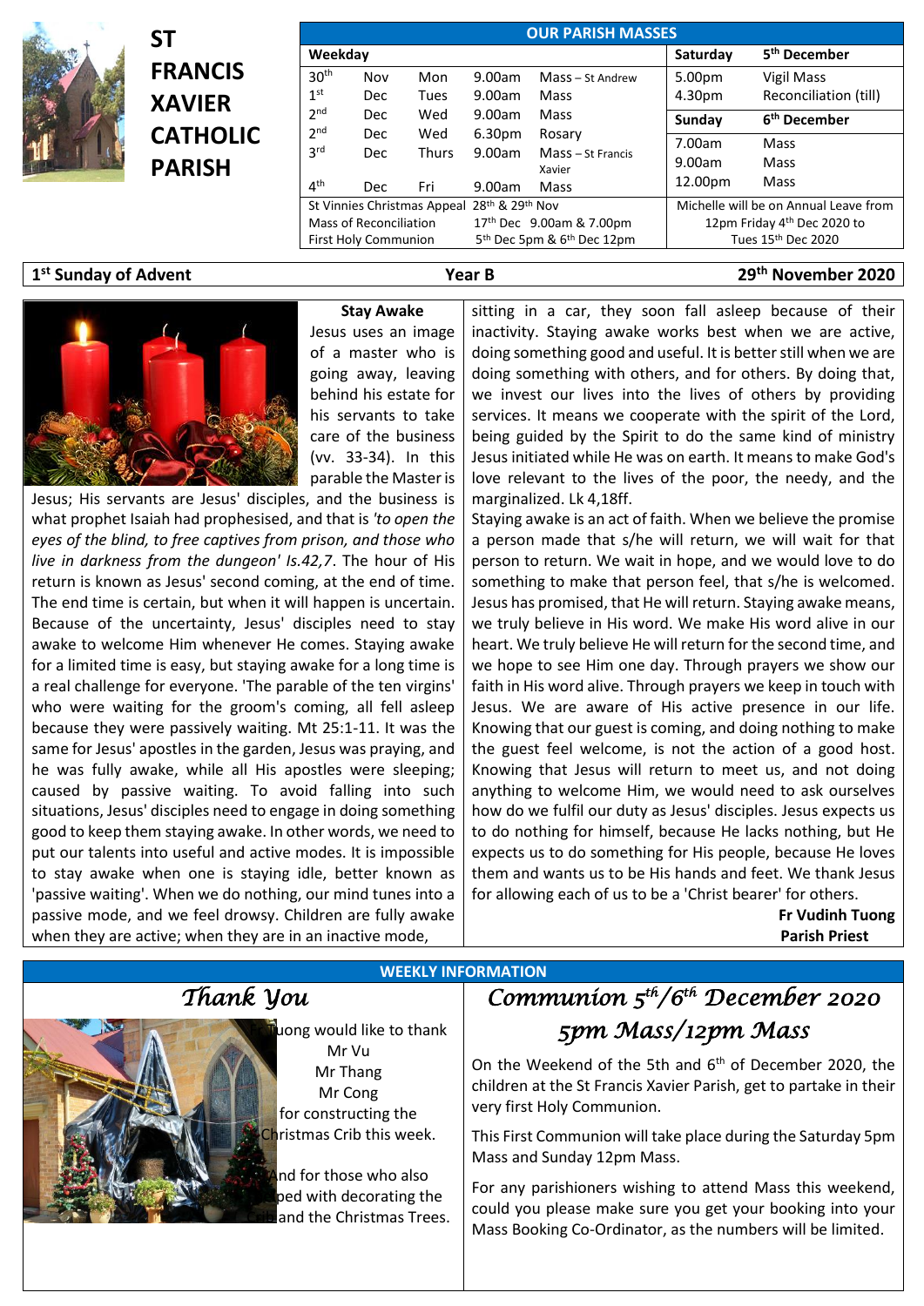# ST FRANCIS XAVIER CATHOLIC PARISH

**OUR PARISH MASSES**

| Weekday | | | | |
|---|---|---|---|---|
| 30th | Nov | Mon | 9.00am | Mass – St Andrew |
| 1st | Dec | Tues | 9.00am | Mass |
| 2nd | Dec | Wed | 9.00am | Mass |
| 2nd | Dec | Wed | 6.30pm | Rosary |
| 3rd | Dec | Thurs | 9.00am | Mass – St Francis Xavier |
| 4th | Dec | Fri | 9.00am | Mass |

| Saturday | 5th December |
|---|---|
| 5.00pm | Vigil Mass |
| 4.30pm | Reconciliation (till) |
| **Sunday** | **6th December** |
| 7.00am | Mass |
| 9.00am | Mass |
| 12.00pm | Mass |

| | |
|---|---|
| St Vinnies Christmas Appeal | 28th & 29th Nov |
| Mass of Reconciliation | 17th Dec 9.00am & 7.00pm |
| First Holy Communion | 5th Dec 5pm & 6th Dec 12pm |

Michelle will be on Annual Leave from 12pm Friday 4th Dec 2020 to Tues 15th Dec 2020

**1st Sunday of Advent** | **Year B** | **29th November 2020**

## Stay Awake

Jesus uses an image of a master who is going away, leaving behind his estate for his servants to take care of the business (vv. 33-34). In this parable the Master is Jesus; His servants are Jesus' disciples, and the business is what prophet Isaiah had prophesied, and that is *'to open the eyes of the blind, to free captives from prison, and those who live in darkness from the dungeon' Is.42,7*. The hour of His return is known as Jesus' second coming, at the end of time. The end time is certain, but when it will happen is uncertain. Because of the uncertainty, Jesus' disciples need to stay awake to welcome Him whenever He comes. Staying awake for a limited time is easy, but staying awake for a long time is a real challenge for everyone. 'The parable of the ten virgins' who were waiting for the groom's coming, all fell asleep because they were passively waiting. Mt 25:1-11. It was the same for Jesus' apostles in the garden, Jesus was praying, and he was fully awake, while all His apostles were sleeping; caused by passive waiting. To avoid falling into such situations, Jesus' disciples need to engage in doing something good to keep them staying awake. In other words, we need to put our talents into useful and active modes. It is impossible to stay awake when one is staying idle, better known as 'passive waiting'. When we do nothing, our mind tunes into a passive mode, and we feel drowsy. Children are fully awake when they are active; when they are in an inactive mode, sitting in a car, they soon fall asleep because of their inactivity. Staying awake works best when we are active, doing something good and useful. It is better still when we are doing something with others, and for others. By doing that, we invest our lives into the lives of others by providing services. It means we cooperate with the spirit of the Lord, being guided by the Spirit to do the same kind of ministry Jesus initiated while He was on earth. It means to make God's love relevant to the lives of the poor, the needy, and the marginalized. Lk 4,18ff.

Staying awake is an act of faith. When we believe the promise a person made that s/he will return, we will wait for that person to return. We wait in hope, and we would love to do something to make that person feel, that s/he is welcomed. Jesus has promised, that He will return. Staying awake means, we truly believe in His word. We make His word alive in our heart. We truly believe He will return for the second time, and we hope to see Him one day. Through prayers we show our faith in His word alive. Through prayers we keep in touch with Jesus. We are aware of His active presence in our life. Knowing that our guest is coming, and doing nothing to make the guest feel welcome, is not the action of a good host. Knowing that Jesus will return to meet us, and not doing anything to welcome Him, we would need to ask ourselves how do we fulfil our duty as Jesus' disciples. Jesus expects us to do nothing for himself, because He lacks nothing, but He expects us to do something for His people, because He loves them and wants us to be His hands and feet. We thank Jesus for allowing each of us to be a 'Christ bearer' for others.

**Fr Vudinh Tuong**
**Parish Priest**

## WEEKLY INFORMATION

### *Thank You*

Fr Tuong would like to thank
Mr Vu
Mr Thang
Mr Cong
for constructing the Christmas Crib this week.

And for those who also helped with decorating the Crib and the Christmas Trees.

### *Communion 5th/6th December 2020*
### *5pm Mass/12pm Mass*

On the Weekend of the 5th and 6th of December 2020, the children at the St Francis Xavier Parish, get to partake in their very first Holy Communion.

This First Communion will take place during the Saturday 5pm Mass and Sunday 12pm Mass.

For any parishioners wishing to attend Mass this weekend, could you please make sure you get your booking into your Mass Booking Co-Ordinator, as the numbers will be limited.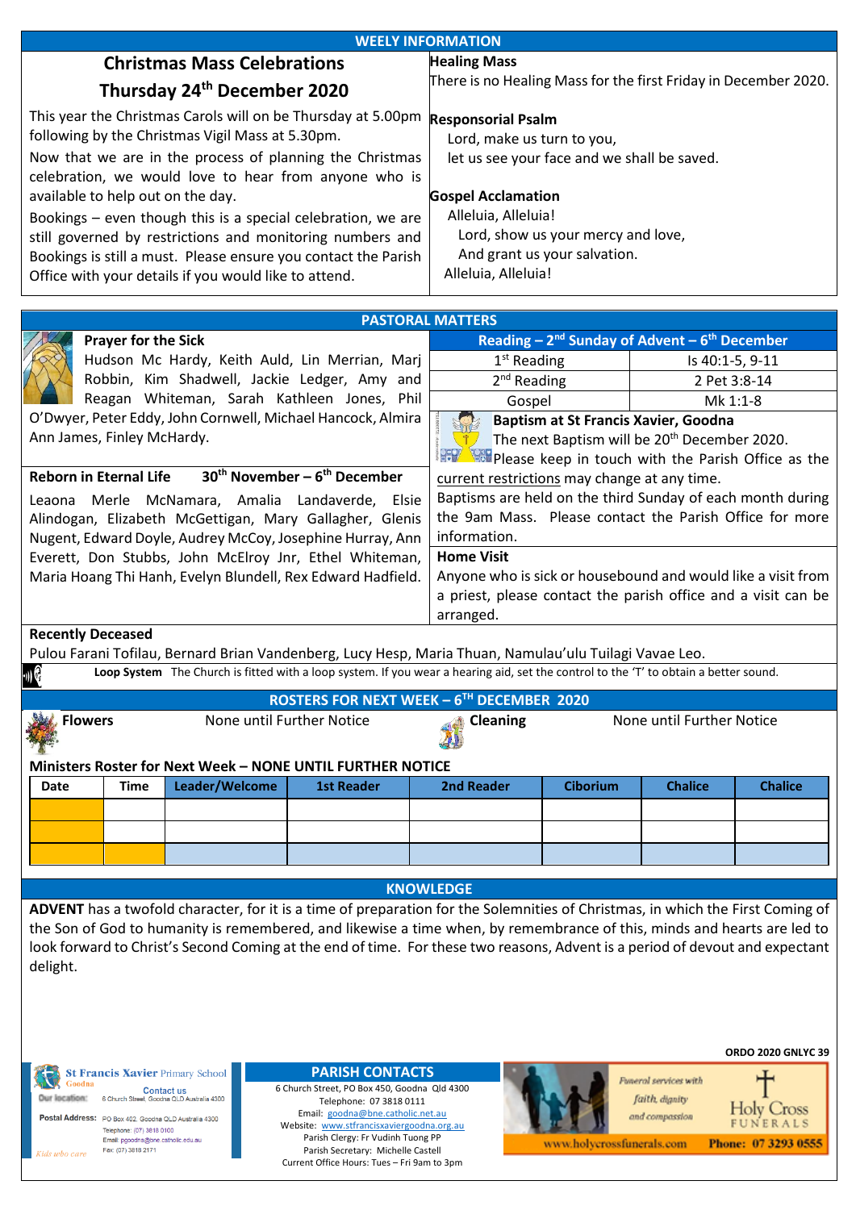## WEELY INFORMATION

### Christmas Mass Celebrations

### Thursday 24th December 2020

This year the Christmas Carols will on be Thursday at 5.00pm following by the Christmas Vigil Mass at 5.30pm.

Now that we are in the process of planning the Christmas celebration, we would love to hear from anyone who is available to help out on the day.

Bookings – even though this is a special celebration, we are still governed by restrictions and monitoring numbers and Bookings is still a must. Please ensure you contact the Parish Office with your details if you would like to attend.

**Healing Mass**

There is no Healing Mass for the first Friday in December 2020.

**Responsorial Psalm**

Lord, make us turn to you,
let us see your face and we shall be saved.

**Gospel Acclamation**

Alleluia, Alleluia!
Lord, show us your mercy and love,
And grant us your salvation.
Alleluia, Alleluia!

## PASTORAL MATTERS

**Prayer for the Sick**

Hudson Mc Hardy, Keith Auld, Lin Merrian, Marj Robbin, Kim Shadwell, Jackie Ledger, Amy and Reagan Whiteman, Sarah Kathleen Jones, Phil O'Dwyer, Peter Eddy, John Cornwell, Michael Hancock, Almira Ann James, Finley McHardy.

**Reborn in Eternal Life 30th November – 6th December**

Leaona Merle McNamara, Amalia Landaverde, Elsie Alindogan, Elizabeth McGettigan, Mary Gallagher, Glenis Nugent, Edward Doyle, Audrey McCoy, Josephine Hurray, Ann Everett, Don Stubbs, John McElroy Jnr, Ethel Whiteman, Maria Hoang Thi Hanh, Evelyn Blundell, Rex Edward Hadfield.

| Reading – 2nd Sunday of Advent – 6th December | |
|---|---|
| 1st Reading | Is 40:1-5, 9-11 |
| 2nd Reading | 2 Pet 3:8-14 |
| Gospel | Mk 1:1-8 |

**Baptism at St Francis Xavier, Goodna**

The next Baptism will be 20th December 2020. Please keep in touch with the Parish Office as the current restrictions may change at any time.

Baptisms are held on the third Sunday of each month during the 9am Mass. Please contact the Parish Office for more information.

**Home Visit**

Anyone who is sick or housebound and would like a visit from a priest, please contact the parish office and a visit can be arranged.

**Recently Deceased**

Pulou Farani Tofilau, Bernard Brian Vandenberg, Lucy Hesp, Maria Thuan, Namulau'ulu Tuilagi Vavae Leo.

**Loop System** The Church is fitted with a loop system. If you wear a hearing aid, set the control to the 'T' to obtain a better sound.

## ROSTERS FOR NEXT WEEK – 6TH DECEMBER 2020

**Flowers** None until Further Notice

**Cleaning** None until Further Notice

**Ministers Roster for Next Week – NONE UNTIL FURTHER NOTICE**

| Date | Time | Leader/Welcome | 1st Reader | 2nd Reader | Ciborium | Chalice | Chalice |
|---|---|---|---|---|---|---|---|
| | | | | | | | |
| | | | | | | | |
| | | | | | | | |

## KNOWLEDGE

**ADVENT** has a twofold character, for it is a time of preparation for the Solemnities of Christmas, in which the First Coming of the Son of God to humanity is remembered, and likewise a time when, by remembrance of this, minds and hearts are led to look forward to Christ's Second Coming at the end of time. For these two reasons, Advent is a period of devout and expectant delight.

ORDO 2020 GNLYC 39

**St Francis Xavier Primary School** Goodna

Contact us

Our location: 6 Church Street, Goodna QLD Australia 4300

Postal Address: PO Box 402, Goodna QLD Australia 4300

Telephone: (07) 3818 0100

Email: pgoodna@bne.catholic.edu.au

Fax: (07) 3818 2171

Kids who care

## PARISH CONTACTS

6 Church Street, PO Box 450, Goodna Qld 4300

Telephone: 07 3818 0111

Email: goodna@bne.catholic.net.au

Website: www.stfrancisxaviergoodna.org.au

Parish Clergy: Fr Vudinh Tuong PP

Parish Secretary: Michelle Castell

Current Office Hours: Tues – Fri 9am to 3pm

Funeral services with faith, dignity and compassion

Holy Cross FUNERALS

www.holycrossfunerals.com Phone: 07 3293 0555